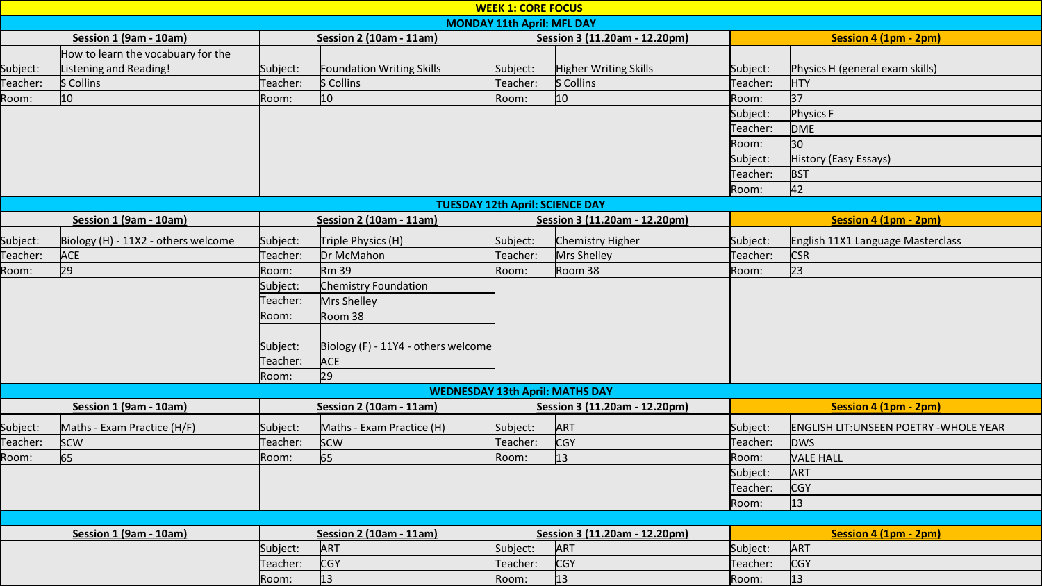# WEEK 1: CORE FOCUS

## MONDAY 11th April: MFL DAY

| Session 1 (9am - 10am) | | Session 2 (10am - 11am) | | Session 3 (11.20am - 12.20pm) | | Session 4 (1pm - 2pm) | |
|---|---|---|---|---|---|---|---|
| Subject: | How to learn the vocabulary for the Listening and Reading! | Subject: | Foundation Writing Skills | Subject: | Higher Writing Skills | Subject: | Physics H (general exam skills) |
| Teacher: | S Collins | Teacher: | S Collins | Teacher: | S Collins | Teacher: | HTY |
| Room: | 10 | Room: | 10 | Room: | 10 | Room: | 37 |
| | | | | | | Subject: | Physics F |
| | | | | | | Teacher: | DME |
| | | | | | | Room: | 30 |
| | | | | | | Subject: | History (Easy Essays) |
| | | | | | | Teacher: | BST |
| | | | | | | Room: | 42 |

## TUESDAY 12th April: SCIENCE DAY

| Session 1 (9am - 10am) | | Session 2 (10am - 11am) | | Session 3 (11.20am - 12.20pm) | | Session 4 (1pm - 2pm) | |
|---|---|---|---|---|---|---|---|
| Subject: | Biology (H) - 11X2 - others welcome | Subject: | Triple Physics (H) | Subject: | Chemistry Higher | Subject: | English 11X1 Language Masterclass |
| Teacher: | ACE | Teacher: | Dr McMahon | Teacher: | Mrs Shelley | Teacher: | CSR |
| Room: | 29 | Room: | Rm 39 | Room: | Room 38 | Room: | 23 |
| | | Subject: | Chemistry Foundation | | | | |
| | | Teacher: | Mrs Shelley | | | | |
| | | Room: | Room 38 | | | | |
| | | Subject: | Biology (F) - 11Y4 - others welcome | | | | |
| | | Teacher: | ACE | | | | |
| | | Room: | 29 | | | | |

## WEDNESDAY 13th April: MATHS DAY

| Session 1 (9am - 10am) | | Session 2 (10am - 11am) | | Session 3 (11.20am - 12.20pm) | | Session 4 (1pm - 2pm) | |
|---|---|---|---|---|---|---|---|
| Subject: | Maths - Exam Practice (H/F) | Subject: | Maths - Exam Practice (H) | Subject: | ART | Subject: | ENGLISH LIT:UNSEEN POETRY -WHOLE YEAR |
| Teacher: | SCW | Teacher: | SCW | Teacher: | CGY | Teacher: | DWS |
| Room: | 65 | Room: | 65 | Room: | 13 | Room: | VALE HALL |
| | | | | | | Subject: | ART |
| | | | | | | Teacher: | CGY |
| | | | | | | Room: | 13 |

| Session 1 (9am - 10am) | | Session 2 (10am - 11am) | | Session 3 (11.20am - 12.20pm) | | Session 4 (1pm - 2pm) | |
|---|---|---|---|---|---|---|---|
| | | Subject: | ART | Subject: | ART | Subject: | ART |
| | | Teacher: | CGY | Teacher: | CGY | Teacher: | CGY |
| | | Room: | 13 | Room: | 13 | Room: | 13 |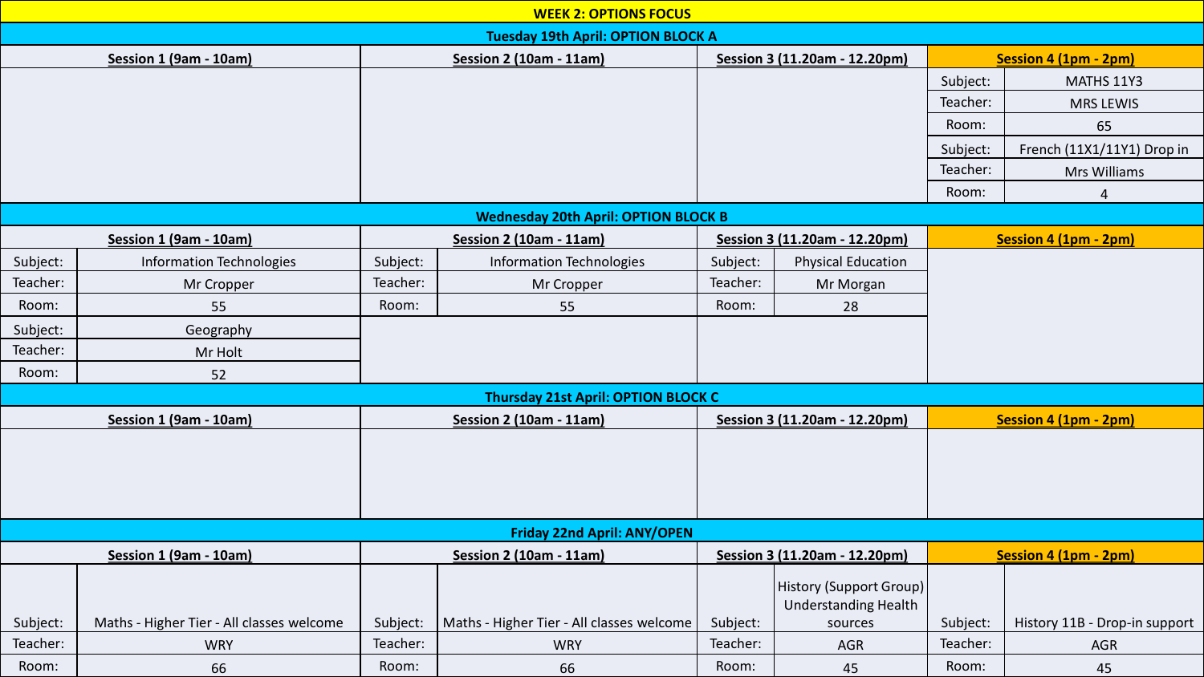# WEEK 2: OPTIONS FOCUS

## Tuesday 19th April: OPTION BLOCK A

| Session 1 (9am - 10am) | | Session 2 (10am - 11am) | | Session 3 (11.20am - 12.20pm) | | Session 4 (1pm - 2pm) | |
|---|---|---|---|---|---|---|---|
| | | | | | | Subject: | MATHS 11Y3 |
| | | | | | | Teacher: | MRS LEWIS |
| | | | | | | Room: | 65 |
| | | | | | | Subject: | French (11X1/11Y1) Drop in |
| | | | | | | Teacher: | Mrs Williams |
| | | | | | | Room: | 4 |

## Wednesday 20th April: OPTION BLOCK B

| Session 1 (9am - 10am) | | Session 2 (10am - 11am) | | Session 3 (11.20am - 12.20pm) | | Session 4 (1pm - 2pm) | |
|---|---|---|---|---|---|---|---|
| Subject: | Information Technologies | Subject: | Information Technologies | Subject: | Physical Education | | |
| Teacher: | Mr Cropper | Teacher: | Mr Cropper | Teacher: | Mr Morgan | | |
| Room: | 55 | Room: | 55 | Room: | 28 | | |
| Subject: | Geography | | | | | | |
| Teacher: | Mr Holt | | | | | | |
| Room: | 52 | | | | | | |

## Thursday 21st April: OPTION BLOCK C

| Session 1 (9am - 10am) | Session 2 (10am - 11am) | Session 3 (11.20am - 12.20pm) | Session 4 (1pm - 2pm) |
|---|---|---|---|
| | | | |

## Friday 22nd April: ANY/OPEN

| Session 1 (9am - 10am) | | Session 2 (10am - 11am) | | Session 3 (11.20am - 12.20pm) | | Session 4 (1pm - 2pm) | |
|---|---|---|---|---|---|---|---|
| Subject: | Maths - Higher Tier - All classes welcome | Subject: | Maths - Higher Tier - All classes welcome | Subject: | History (Support Group) Understanding Health sources | Subject: | History 11B - Drop-in support |
| Teacher: | WRY | Teacher: | WRY | Teacher: | AGR | Teacher: | AGR |
| Room: | 66 | Room: | 66 | Room: | 45 | Room: | 45 |